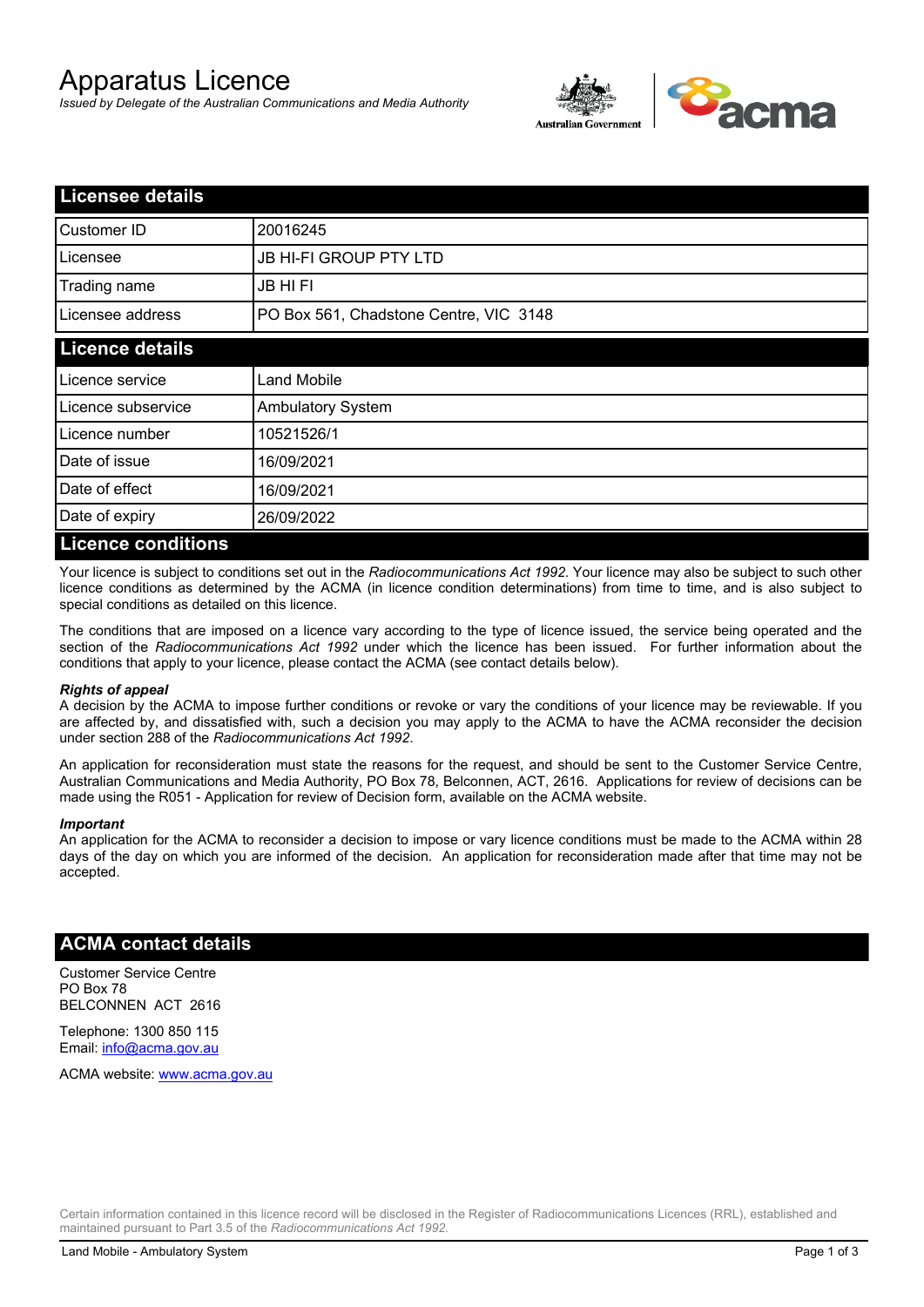# Apparatus Licence

*Issued by Delegate of the Australian Communications and Media Authority*

## Licensee details

| | |
|---|---|
| Customer ID | 20016245 |
| Licensee | JB HI-FI GROUP PTY LTD |
| Trading name | JB HI FI |
| Licensee address | PO Box 561, Chadstone Centre, VIC 3148 |

## Licence details

| | |
|---|---|
| Licence service | Land Mobile |
| Licence subservice | Ambulatory System |
| Licence number | 10521526/1 |
| Date of issue | 16/09/2021 |
| Date of effect | 16/09/2021 |
| Date of expiry | 26/09/2022 |

## Licence conditions

Your licence is subject to conditions set out in the *Radiocommunications Act 1992*. Your licence may also be subject to such other licence conditions as determined by the ACMA (in licence condition determinations) from time to time, and is also subject to special conditions as detailed on this licence.

The conditions that are imposed on a licence vary according to the type of licence issued, the service being operated and the section of the *Radiocommunications Act 1992* under which the licence has been issued. For further information about the conditions that apply to your licence, please contact the ACMA (see contact details below).

***Rights of appeal***

A decision by the ACMA to impose further conditions or revoke or vary the conditions of your licence may be reviewable. If you are affected by, and dissatisfied with, such a decision you may apply to the ACMA to have the ACMA reconsider the decision under section 288 of the *Radiocommunications Act 1992*.

An application for reconsideration must state the reasons for the request, and should be sent to the Customer Service Centre, Australian Communications and Media Authority, PO Box 78, Belconnen, ACT, 2616. Applications for review of decisions can be made using the R051 - Application for review of Decision form, available on the ACMA website.

***Important***

An application for the ACMA to reconsider a decision to impose or vary licence conditions must be made to the ACMA within 28 days of the day on which you are informed of the decision. An application for reconsideration made after that time may not be accepted.

## ACMA contact details

Customer Service Centre
PO Box 78
BELCONNEN ACT 2616

Telephone: 1300 850 115
Email: info@acma.gov.au

ACMA website: www.acma.gov.au

Certain information contained in this licence record will be disclosed in the Register of Radiocommunications Licences (RRL), established and maintained pursuant to Part 3.5 of the *Radiocommunications Act 1992.*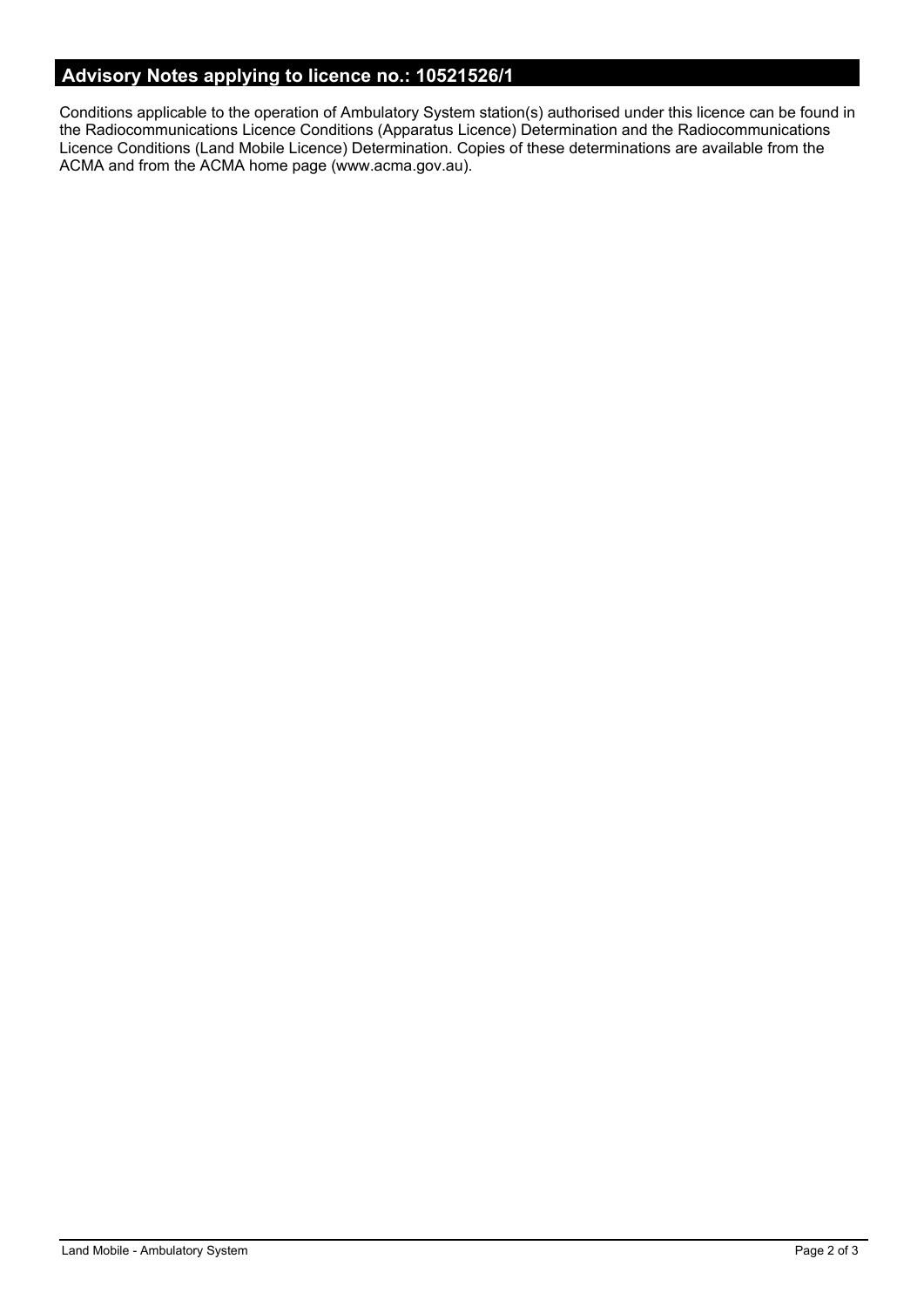## Advisory Notes applying to licence no.: 10521526/1

Conditions applicable to the operation of Ambulatory System station(s) authorised under this licence can be found in the Radiocommunications Licence Conditions (Apparatus Licence) Determination and the Radiocommunications Licence Conditions (Land Mobile Licence) Determination. Copies of these determinations are available from the ACMA and from the ACMA home page (www.acma.gov.au).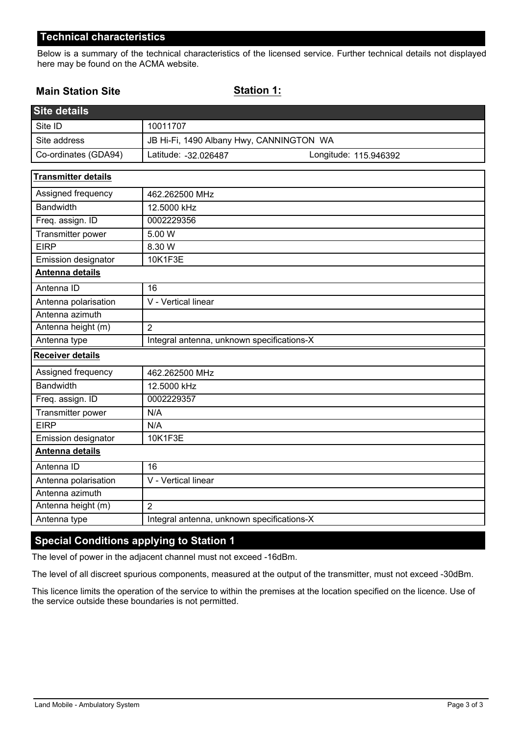## Technical characteristics

Below is a summary of the technical characteristics of the licensed service. Further technical details not displayed here may be found on the ACMA website.

**Main Station Site** **Station 1:**

| Site details | |
|---|---|
| Site ID | 10011707 |
| Site address | JB Hi-Fi, 1490 Albany Hwy, CANNINGTON WA |
| Co-ordinates (GDA94) | Latitude: -32.026487 Longitude: 115.946392 |

| Transmitter details | |
|---|---|
| Assigned frequency | 462.262500 MHz |
| Bandwidth | 12.5000 kHz |
| Freq. assign. ID | 0002229356 |
| Transmitter power | 5.00 W |
| EIRP | 8.30 W |
| Emission designator | 10K1F3E |
| **Antenna details** | |
| Antenna ID | 16 |
| Antenna polarisation | V - Vertical linear |
| Antenna azimuth | |
| Antenna height (m) | 2 |
| Antenna type | Integral antenna, unknown specifications-X |
| **Receiver details** | |
| Assigned frequency | 462.262500 MHz |
| Bandwidth | 12.5000 kHz |
| Freq. assign. ID | 0002229357 |
| Transmitter power | N/A |
| EIRP | N/A |
| Emission designator | 10K1F3E |
| **Antenna details** | |
| Antenna ID | 16 |
| Antenna polarisation | V - Vertical linear |
| Antenna azimuth | |
| Antenna height (m) | 2 |
| Antenna type | Integral antenna, unknown specifications-X |

## Special Conditions applying to Station 1

The level of power in the adjacent channel must not exceed -16dBm.

The level of all discreet spurious components, measured at the output of the transmitter, must not exceed -30dBm.

This licence limits the operation of the service to within the premises at the location specified on the licence. Use of the service outside these boundaries is not permitted.